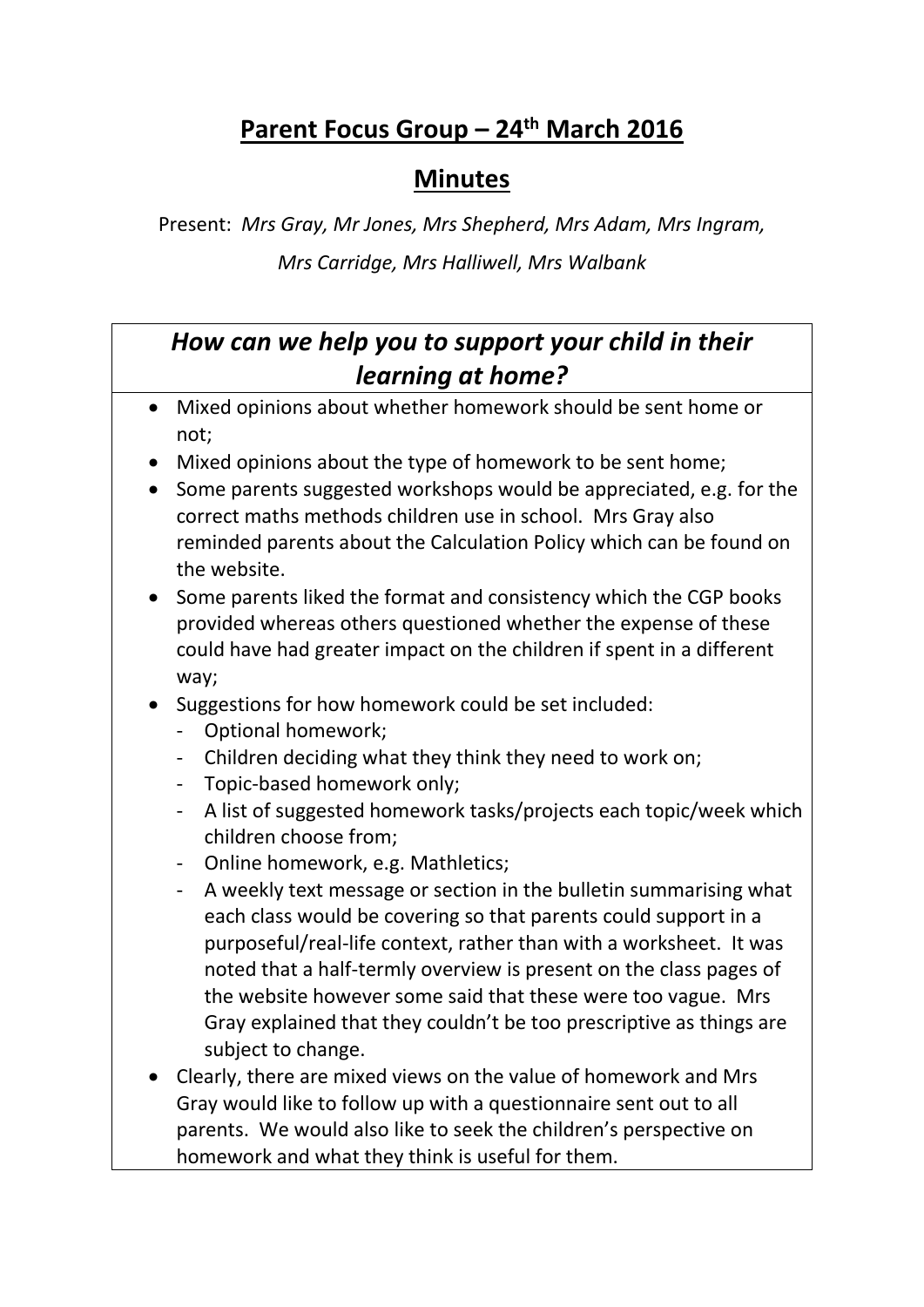# Parent Focus Group – 24th March 2016

## Minutes

Present: *Mrs Gray, Mr Jones, Mrs Shepherd, Mrs Adam, Mrs Ingram, Mrs Carridge, Mrs Halliwell, Mrs Walbank*

### *How can we help you to support your child in their learning at home?*

- Mixed opinions about whether homework should be sent home or not;
- Mixed opinions about the type of homework to be sent home;
- Some parents suggested workshops would be appreciated, e.g. for the correct maths methods children use in school. Mrs Gray also reminded parents about the Calculation Policy which can be found on the website.
- Some parents liked the format and consistency which the CGP books provided whereas others questioned whether the expense of these could have had greater impact on the children if spent in a different way;
- Suggestions for how homework could be set included:
  - Optional homework;
  - Children deciding what they think they need to work on;
  - Topic-based homework only;
  - A list of suggested homework tasks/projects each topic/week which children choose from;
  - Online homework, e.g. Mathletics;
  - A weekly text message or section in the bulletin summarising what each class would be covering so that parents could support in a purposeful/real-life context, rather than with a worksheet. It was noted that a half-termly overview is present on the class pages of the website however some said that these were too vague. Mrs Gray explained that they couldn't be too prescriptive as things are subject to change.
- Clearly, there are mixed views on the value of homework and Mrs Gray would like to follow up with a questionnaire sent out to all parents. We would also like to seek the children's perspective on homework and what they think is useful for them.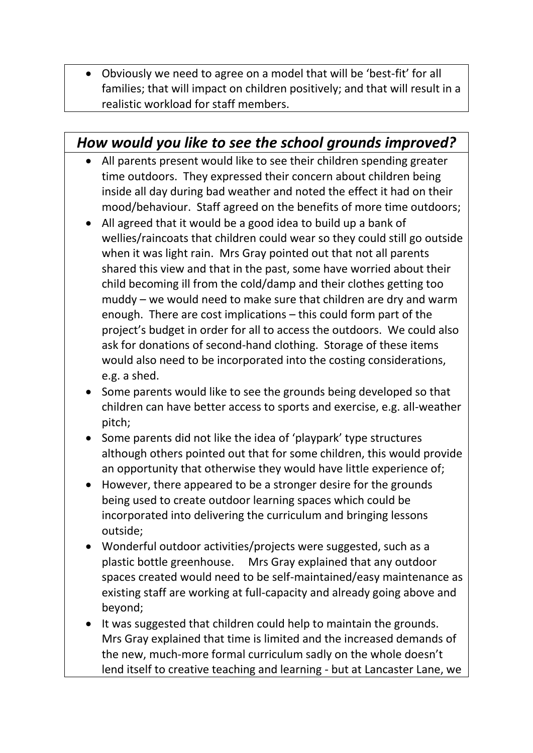- Obviously we need to agree on a model that will be 'best-fit' for all families; that will impact on children positively; and that will result in a realistic workload for staff members.

## *How would you like to see the school grounds improved?*

- All parents present would like to see their children spending greater time outdoors. They expressed their concern about children being inside all day during bad weather and noted the effect it had on their mood/behaviour. Staff agreed on the benefits of more time outdoors;
- All agreed that it would be a good idea to build up a bank of wellies/raincoats that children could wear so they could still go outside when it was light rain. Mrs Gray pointed out that not all parents shared this view and that in the past, some have worried about their child becoming ill from the cold/damp and their clothes getting too muddy – we would need to make sure that children are dry and warm enough. There are cost implications – this could form part of the project's budget in order for all to access the outdoors. We could also ask for donations of second-hand clothing. Storage of these items would also need to be incorporated into the costing considerations, e.g. a shed.
- Some parents would like to see the grounds being developed so that children can have better access to sports and exercise, e.g. all-weather pitch;
- Some parents did not like the idea of 'playpark' type structures although others pointed out that for some children, this would provide an opportunity that otherwise they would have little experience of;
- However, there appeared to be a stronger desire for the grounds being used to create outdoor learning spaces which could be incorporated into delivering the curriculum and bringing lessons outside;
- Wonderful outdoor activities/projects were suggested, such as a plastic bottle greenhouse. Mrs Gray explained that any outdoor spaces created would need to be self-maintained/easy maintenance as existing staff are working at full-capacity and already going above and beyond;
- It was suggested that children could help to maintain the grounds. Mrs Gray explained that time is limited and the increased demands of the new, much-more formal curriculum sadly on the whole doesn't lend itself to creative teaching and learning - but at Lancaster Lane, we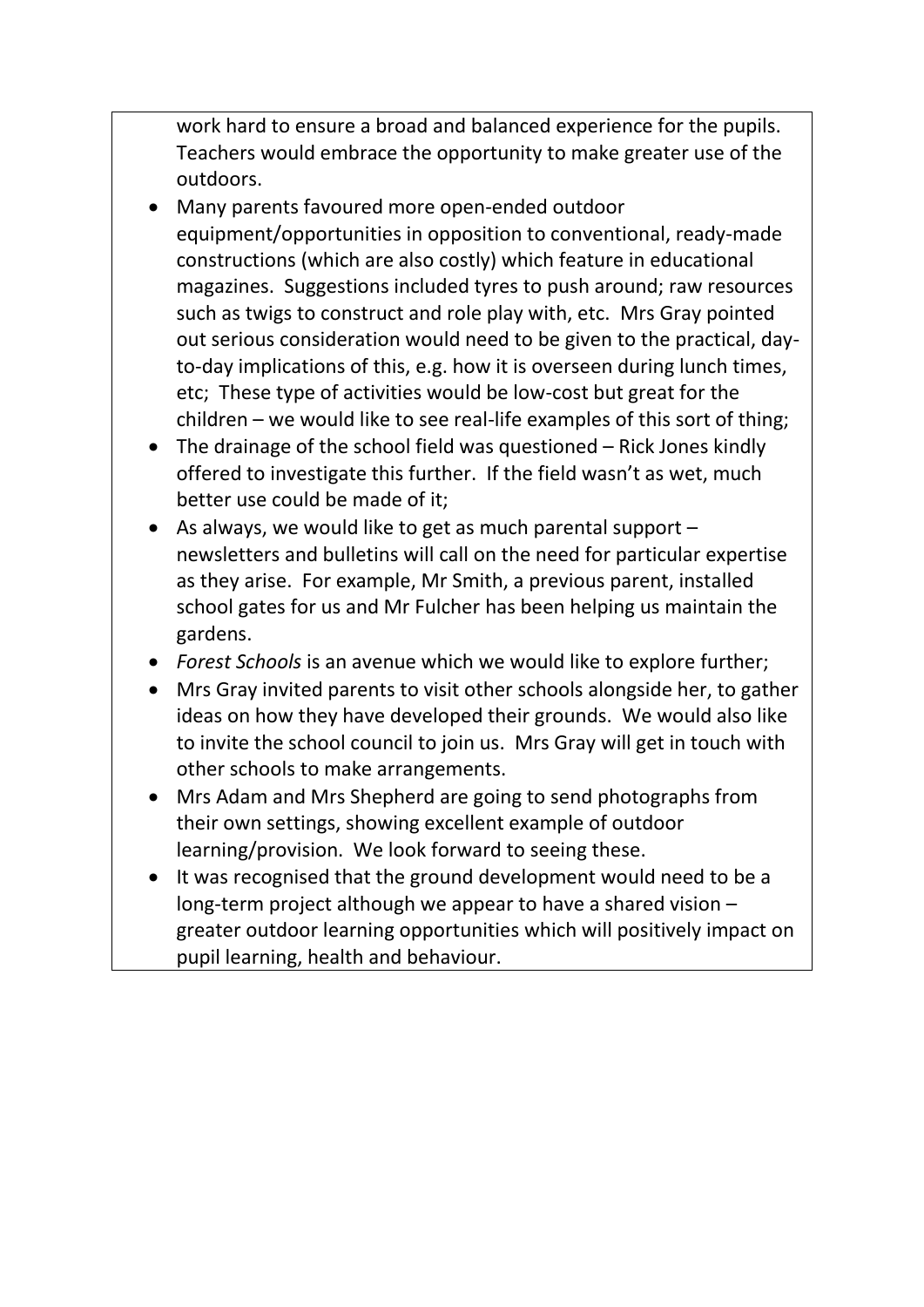work hard to ensure a broad and balanced experience for the pupils. Teachers would embrace the opportunity to make greater use of the outdoors.

- Many parents favoured more open-ended outdoor equipment/opportunities in opposition to conventional, ready-made constructions (which are also costly) which feature in educational magazines. Suggestions included tyres to push around; raw resources such as twigs to construct and role play with, etc. Mrs Gray pointed out serious consideration would need to be given to the practical, day-to-day implications of this, e.g. how it is overseen during lunch times, etc; These type of activities would be low-cost but great for the children – we would like to see real-life examples of this sort of thing;
- The drainage of the school field was questioned – Rick Jones kindly offered to investigate this further. If the field wasn't as wet, much better use could be made of it;
- As always, we would like to get as much parental support – newsletters and bulletins will call on the need for particular expertise as they arise. For example, Mr Smith, a previous parent, installed school gates for us and Mr Fulcher has been helping us maintain the gardens.
- *Forest Schools* is an avenue which we would like to explore further;
- Mrs Gray invited parents to visit other schools alongside her, to gather ideas on how they have developed their grounds. We would also like to invite the school council to join us. Mrs Gray will get in touch with other schools to make arrangements.
- Mrs Adam and Mrs Shepherd are going to send photographs from their own settings, showing excellent example of outdoor learning/provision. We look forward to seeing these.
- It was recognised that the ground development would need to be a long-term project although we appear to have a shared vision – greater outdoor learning opportunities which will positively impact on pupil learning, health and behaviour.